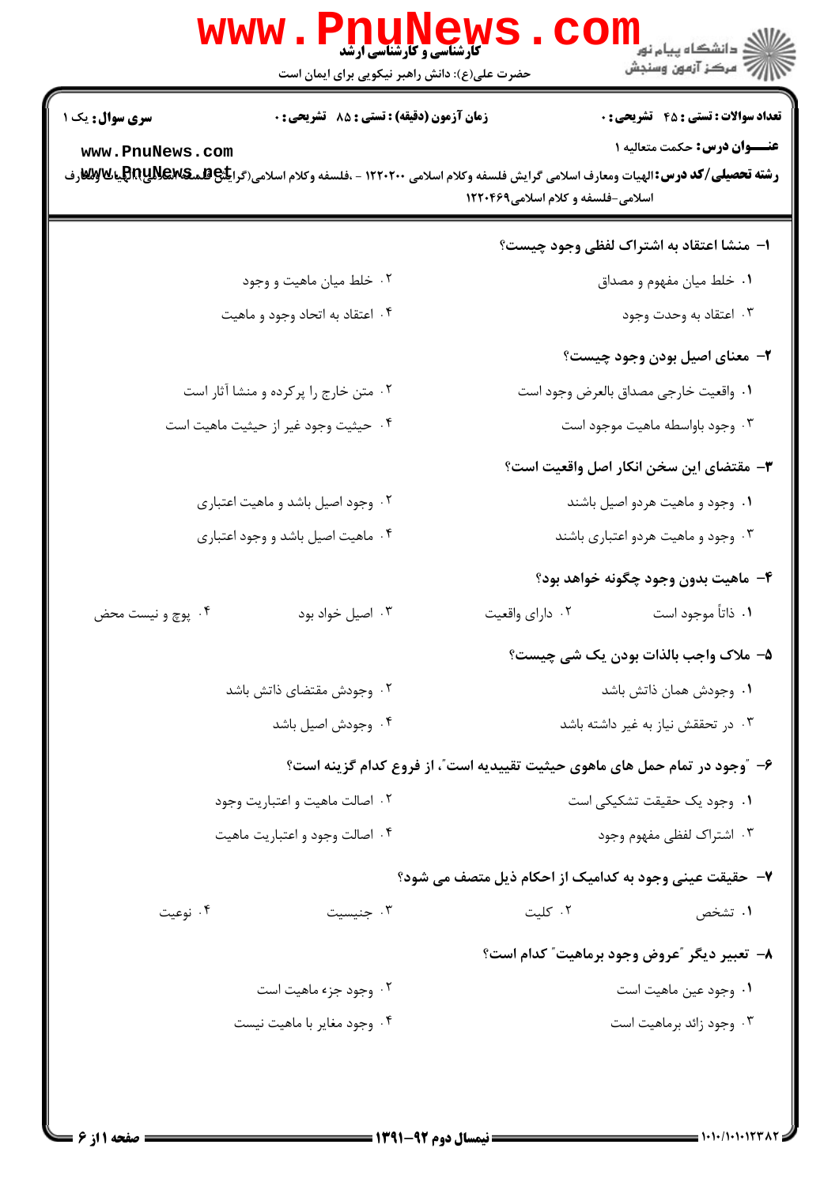کارشناسی و کارشناسی ارشد

حضرت علی(ع): دانش راهبر نیکویی برای ایمان است

دانشگاه پیام نور
مرکز آزمون وسنجش

**سری سوال:** یک ۱

**زمان آزمون (دقیقه) : تستی :** ۸۵ **تشریحی :** ۰

**تعداد سوالات : تستی :** ۴۵ **تشریحی :** ۰

**عنـــوان درس:** حکمت متعالیه ۱

**رشته تحصیلی/کد درس:** الهیات ومعارف اسلامی گرایش فلسفه وکلام اسلامی ۱۲۲۰۲۰۰ - ،فلسفه وکلام اسلامی(گرایش فلسفه اسلامی)، الهیات ومعارف اسلامی-فلسفه و کلام اسلامی۱۲۲۰۴۶۹

**۱- منشا اعتقاد به اشتراک لفظی وجود چیست؟**

۱. خلط میان مفهوم و مصداق

۲. خلط میان ماهیت و وجود

۳. اعتقاد به وحدت وجود

۴. اعتقاد به اتحاد وجود و ماهیت

**۲- معنای اصیل بودن وجود چیست؟**

۱. واقعیت خارجی مصداق بالعرض وجود است

۲. متن خارج را پرکرده و منشا آثار است

۳. وجود باواسطه ماهیت موجود است

۴. حیثیت وجود غیر از حیثیت ماهیت است

**۳- مقتضای این سخن انکار اصل واقعیت است؟**

۱. وجود و ماهیت هردو اصیل باشند

۲. وجود اصیل باشد و ماهیت اعتباری

۳. وجود و ماهیت هردو اعتباری باشند

۴. ماهیت اصیل باشد و وجود اعتباری

**۴- ماهیت بدون وجود چگونه خواهد بود؟**

۱. ذاتاً موجود است

۲. دارای واقعیت

۳. اصیل خواد بود

۴. پوچ و نیست محض

**۵- ملاک واجب بالذات بودن یک شی چیست؟**

۱. وجودش همان ذاتش باشد

۲. وجودش مقتضای ذاتش باشد

۳. در تحققش نیاز به غیر داشته باشد

۴. وجودش اصیل باشد

**۶- "وجود در تمام حمل های ماهوی حیثیت تقییدیه است"، از فروع کدام گزینه است؟**

۱. وجود یک حقیقت تشکیکی است

۲. اصالت ماهیت و اعتباریت وجود

۳. اشتراک لفظی مفهوم وجود

۴. اصالت وجود و اعتباریت ماهیت

**۷- حقیقت عینی وجود به کدامیک از احکام ذیل متصف می شود؟**

۱. تشخص

۲. کلیت

۳. جنیسیت

۴. نوعیت

**۸- تعبیر دیگر "عروض وجود برماهیت" کدام است؟**

۱. وجود عین ماهیت است

۲. وجود جزء ماهیت است

۳. وجود زائد برماهیت است

۴. وجود مغایر با ماهیت نیست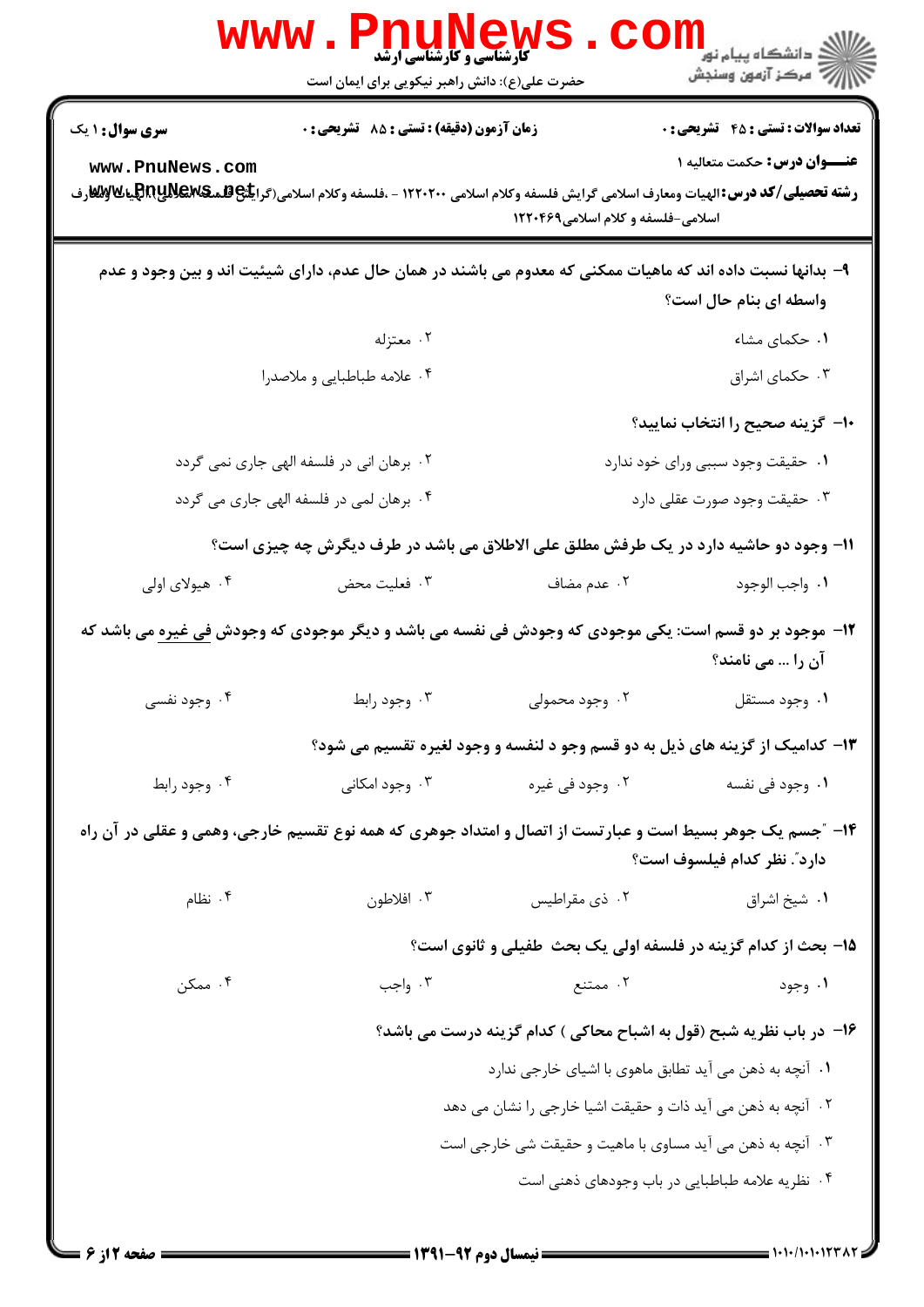سری سوال: ۱ یک | زمان آزمون (دقیقه) : تستی : ۸۵ تشریحی : ۰ | تعداد سوالات : تستی : ۴۵ تشریحی : ۰

**عنـــوان درس:** حکمت متعالیه ۱

**رشته تحصیلی/کد درس:** الهیات ومعارف اسلامی گرایش فلسفه وکلام اسلامی ۱۲۲۰۲۰۰ - ،فلسفه وکلام اسلامی(گرایش فلسفه اسلامی)،الهیات ومعارف اسلامی-فلسفه و کلام اسلامی۱۲۲۰۴۶۹

۹- بدانها نسبت داده اند که ماهیات ممکنی که معدوم می باشند در همان حال عدم، دارای شیئیت اند و بین وجود و عدم واسطه ای بنام حال است؟

۱. حکمای مشاء
۲. معتزله
۳. حکمای اشراق
۴. علامه طباطبایی و ملاصدرا

۱۰- گزینه صحیح را انتخاب نمایید؟

۱. حقیقت وجود سببی ورای خود ندارد
۲. برهان انی در فلسفه الهی جاری نمی گردد
۳. حقیقت وجود صورت عقلی دارد
۴. برهان لمی در فلسفه الهی جاری می گردد

۱۱- وجود دو حاشیه دارد در یک طرفش مطلق علی الاطلاق می باشد در طرف دیگرش چه چیزی است؟

۱. واجب الوجود
۲. عدم مضاف
۳. فعلیت محض
۴. هیولای اولی

۱۲- موجود بر دو قسم است: یکی موجودی که وجودش فی نفسه می باشد و دیگر موجودی که وجودش فی غیره می باشد که آن را ... می نامند؟

۱. وجود مستقل
۲. وجود محمولی
۳. وجود رابط
۴. وجود نفسی

۱۳- کدامیک از گزینه های ذیل به دو قسم وجو د لنفسه و وجود لغیره تقسیم می شود؟

۱. وجود فی نفسه
۲. وجود فی غیره
۳. وجود امکانی
۴. وجود رابط

۱۴- "جسم یک جوهر بسیط است و عبارتست از اتصال و امتداد جوهری که همه نوع تقسیم خارجی، وهمی و عقلی در آن راه دارد". نظر کدام فیلسوف است؟

۱. شیخ اشراق
۲. ذی مقراطیس
۳. افلاطون
۴. نظام

۱۵- بحث از کدام گزینه در فلسفه اولی یک بحث طفیلی و ثانوی است؟

۱. وجود
۲. ممتنع
۳. واجب
۴. ممکن

۱۶- در باب نظریه شبح (قول به اشباح محاکی ) کدام گزینه درست می باشد؟

۱. آنچه به ذهن می آید تطابق ماهوی با اشیای خارجی ندارد
۲. آنچه به ذهن می آید ذات و حقیقت اشیا خارجی را نشان می دهد
۳. آنچه به ذهن می آید مساوی با ماهیت و حقیقت شی خارجی است
۴. نظریه علامه طباطبایی در باب وجودهای ذهنی است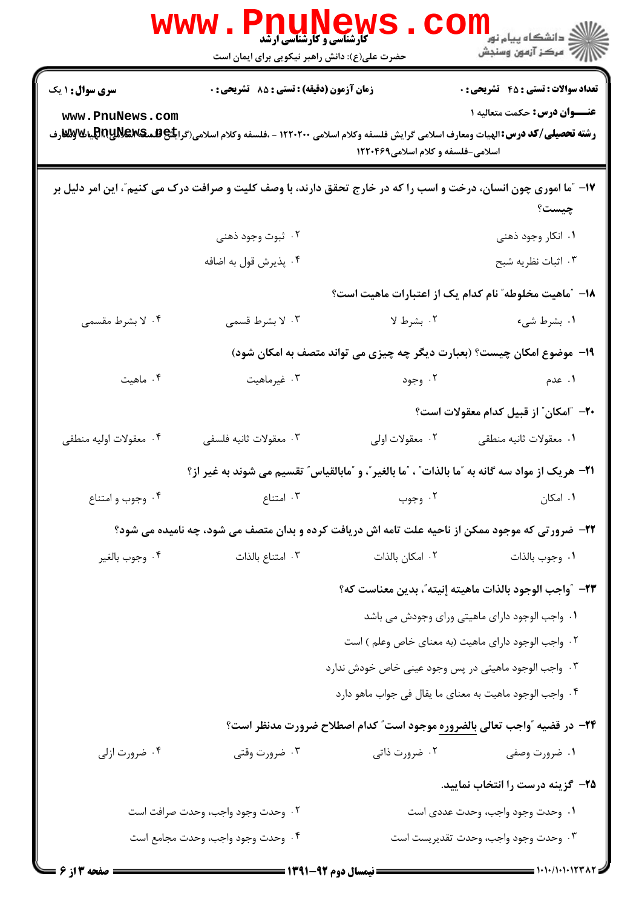**سری سوال:** ۱ یک

**زمان آزمون (دقیقه) : تستی : ۸۵ تشریحی : ۰**

**تعداد سوالات : تستی : ۴۵ تشریحی : ۰**

**عنـــوان درس:** حکمت متعالیه ۱

**رشته تحصیلی/کد درس:** الهیات ومعارف اسلامی گرایش فلسفه وکلام اسلامی ۱۲۲۰۲۰۰ - ،فلسفه وکلام اسلامی(گرایش فلسفه اسلامی)،الهیات ومعارف اسلامی-فلسفه و کلام اسلامی۱۲۲۰۴۶۹

**۱۷- "ما اموری چون انسان، درخت و اسب را که در خارج تحقق دارند، با وصف کلیت و صرافت درک می کنیم"، این امر دلیل بر چیست؟**

۱. انکار وجود ذهنی
۲. ثبوت وجود ذهنی
۳. اثبات نظریه شبح
۴. پذیرش قول به اضافه

**۱۸- "ماهیت مخلوطه" نام کدام یک از اعتبارات ماهیت است؟**

۱. بشرط شیء
۲. بشرط لا
۳. لا بشرط قسمی
۴. لا بشرط مقسمی

**۱۹- موضوع امکان چیست؟ (بعبارت دیگر چه چیزی می تواند متصف به امکان شود)**

۱. عدم
۲. وجود
۳. غیرماهیت
۴. ماهیت

**۲۰- "امکان" از قبیل کدام معقولات است؟**

۱. معقولات ثانیه منطقی
۲. معقولات اولی
۳. معقولات ثانیه فلسفی
۴. معقولات اولیه منطقی

**۲۱- هریک از مواد سه گانه به "ما بالذات" ، "ما بالغیر"، و "مابالقیاس" تقسیم می شوند به غیر از؟**

۱. امکان
۲. وجوب
۳. امتناع
۴. وجوب و امتناع

**۲۲- ضرورتی که موجود ممکن از ناحیه علت تامه اش دریافت کرده و بدان متصف می شود، چه نامیده می شود؟**

۱. وجوب بالذات
۲. امکان بالذات
۳. امتناع بالذات
۴. وجوب بالغیر

**۲۳- "واجب الوجود بالذات ماهیته إنیته"، بدین معناست که؟**

۱. واجب الوجود دارای ماهیتی ورای وجودش می باشد
۲. واجب الوجود دارای ماهیت (به معنای خاص وعلم ) است
۳. واجب الوجود ماهیتی در پس وجود عینی خاص خودش ندارد
۴. واجب الوجود ماهیت به معنای ما یقال فی جواب ماهو دارد

**۲۴- در قضیه "واجب تعالی بالضروره موجود است" کدام اصطلاح ضرورت مدنظر است؟**

۱. ضرورت وصفی
۲. ضرورت ذاتی
۳. ضرورت وقتی
۴. ضرورت ازلی

**۲۵- گزینه درست را انتخاب نمایید.**

۱. وحدت وجود واجب، وحدت عددی است
۲. وحدت وجود واجب، وحدت صرافت است
۳. وحدت وجود واجب، وحدت تقدیریست است
۴. وحدت وجود واجب، وحدت مجامع است

**نیمسال دوم ۹۲-۱۳۹۱**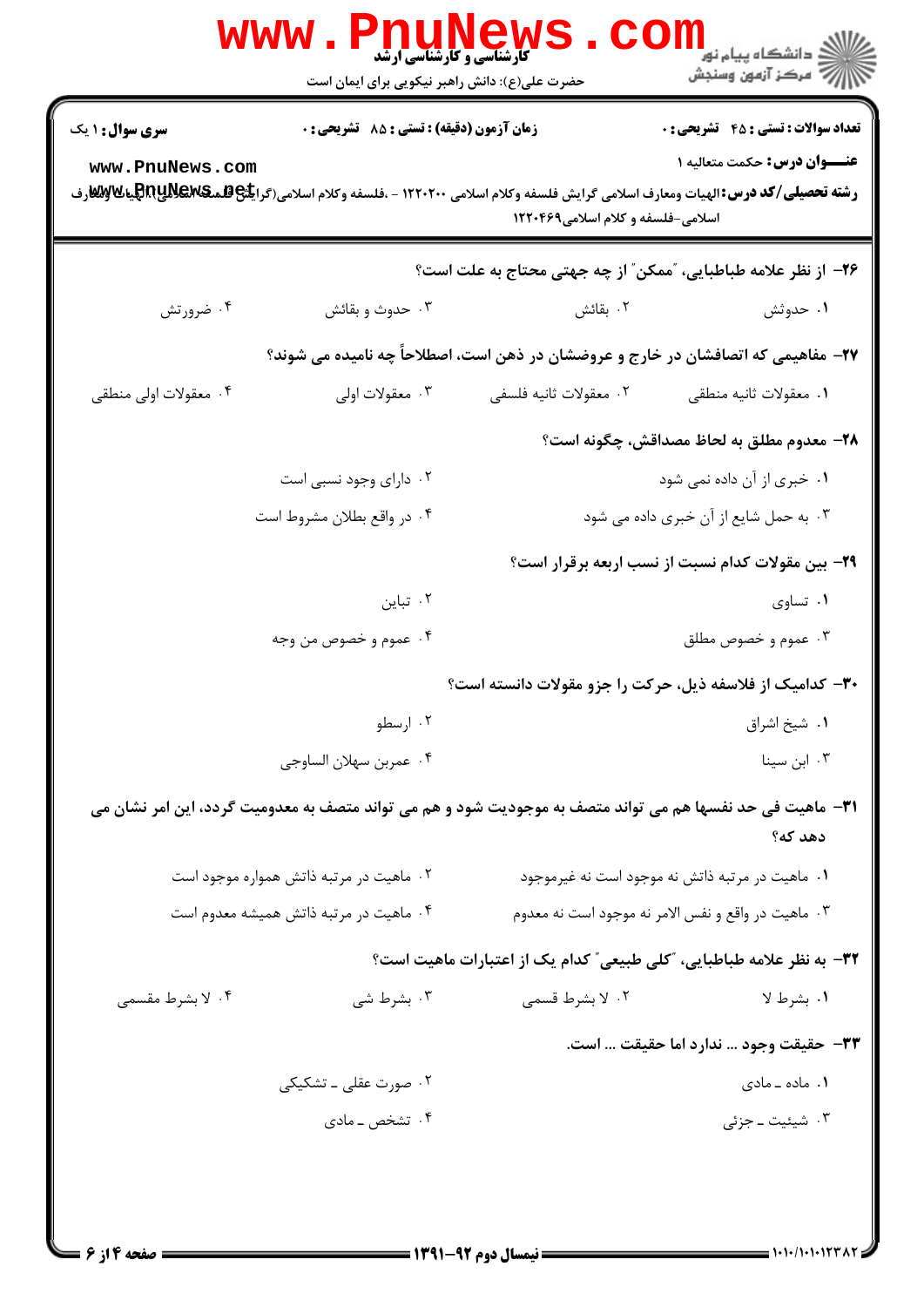**سری سوال:** ۱ یک | **زمان آزمون (دقیقه) : تستی : ۸۵ تشریحی : ۰** | **تعداد سوالات : تستی : ۴۵ تشریحی : ۰**

**عنـــوان درس:** حکمت متعالیه ۱

**رشته تحصیلی/کد درس:** الهیات ومعارف اسلامی گرایش فلسفه وکلام اسلامی ۱۲۲۰۲۰۰ - ،فلسفه وکلام اسلامی(گرایش فلسفه اسلامی)، الهیات ومعارف اسلامی-فلسفه و کلام اسلامی۱۲۲۰۴۶۹

۲۶- از نظر علامه طباطبایی، "ممکن" از چه جهتی محتاج به علت است؟

۱. حدوثش
۲. بقائش
۳. حدوث و بقائش
۴. ضرورتش

۲۷- مفاهیمی که اتصافشان در خارج و عروضشان در ذهن است، اصطلاحاً چه نامیده می شوند؟

۱. معقولات ثانیه منطقی
۲. معقولات ثانیه فلسفی
۳. معقولات اولی
۴. معقولات اولی منطقی

۲۸- معدوم مطلق به لحاظ مصداقش، چگونه است؟

۱. خبری از آن داده نمی شود
۲. دارای وجود نسبی است
۳. به حمل شایع از آن خبری داده می شود
۴. در واقع بطلان مشروط است

۲۹- بین مقولات کدام نسبت از نسب اربعه برقرار است؟

۱. تساوی
۲. تباین
۳. عموم و خصوص مطلق
۴. عموم و خصوص من وجه

۳۰- کدامیک از فلاسفه ذیل، حرکت را جزو مقولات دانسته است؟

۱. شیخ اشراق
۲. ارسطو
۳. ابن سینا
۴. عمربن سهلان الساوجی

۳۱- ماهیت فی حد نفسها هم می تواند متصف به موجودیت شود و هم می تواند متصف به معدومیت گردد، این امر نشان می دهد که؟

۱. ماهیت در مرتبه ذاتش نه موجود است نه غیرموجود
۲. ماهیت در مرتبه ذاتش همواره موجود است
۳. ماهیت در واقع و نفس الامر نه موجود است نه معدوم
۴. ماهیت در مرتبه ذاتش همیشه معدوم است

۳۲- به نظر علامه طباطبایی، "کلی طبیعی" کدام یک از اعتبارات ماهیت است؟

۱. بشرط لا
۲. لا بشرط قسمی
۳. بشرط شی
۴. لا بشرط مقسمی

۳۳- حقیقت وجود ... ندارد اما حقیقت ... است.

۱. ماده ـ مادی
۲. صورت عقلی ـ تشکیکی
۳. شیئیت ـ جزئی
۴. تشخص ـ مادی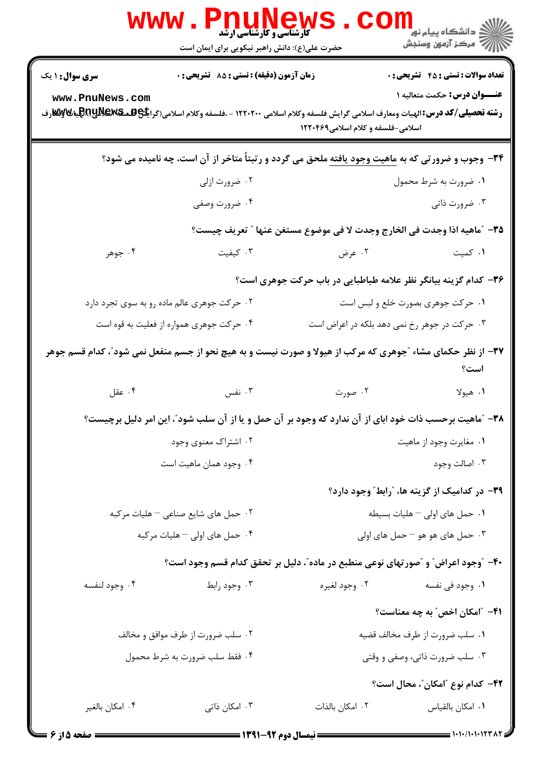**سری سوال:** ۱ یک

**زمان آزمون (دقیقه) : تستی : ۸۵ تشریحی : ۰**

**تعداد سوالات : تستی : ۴۵ تشریحی : ۰**

**عنـــوان درس:** حکمت متعالیه ۱

**رشته تحصیلی/کد درس:** الهیات ومعارف اسلامی گرایش فلسفه وکلام اسلامی ۱۲۲۰۲۰۰ - ،فلسفه وکلام اسلامی(گرایش فلسفه اسلامی)، الهیات ومعارف اسلامی-فلسفه و کلام اسلامی۱۲۲۰۴۶۹

**۳۴- وجوب و ضرورتی که به ماهیت وجود یافته ملحق می گردد و رتبتاً متاخر از آن است، چه نامیده می شود؟**

۱. ضرورت به شرط محمول
۲. ضرورت ازلی
۳. ضرورت ذاتی
۴. ضرورت وصفی

**۳۵- "ماهیه اذا وجدت فی الخارج وجدت لا فی موضوع مستغن عنها " تعریف چیست؟**

۱. کمیت
۲. عرض
۳. کیفیت
۴. جوهر

**۳۶- کدام گزینه بیانگر نظر علامه طباطبایی در باب حرکت جوهری است؟**

۱. حرکت جوهری بصورت خلع و لبس است
۲. حرکت جوهری عالم ماده رو به سوی تجرد دارد
۳. حرکت در جوهر رخ نمی دهد بلکه در اعراض است
۴. حرکت جوهری همواره از فعلیت به قوه است

**۳۷- از نظر حکمای مشاء "جوهری که مرکب از هیولا و صورت نیست و به هیچ نحو از جسم منفعل نمی شود"، کدام قسم جوهر است؟**

۱. هیولا
۲. صورت
۳. نفس
۴. عقل

**۳۸- "ماهیت برحسب ذات خود ابای از آن ندارد که وجود بر آن حمل و یا از آن سلب شود"، این امر دلیل برچیست؟**

۱. مغایرت وجود از ماهیت
۲. اشتراک معنوی وجود
۳. اصالت وجود
۴. وجود همان ماهیت است

**۳۹- در کدامیک از گزینه ها، "رابط" وجود دارد؟**

۱. حمل های اولی – هلیات بسیطه
۲. حمل های شایع صناعی – هلیات مرکبه
۳. حمل های هو هو – حمل های اولی
۴. حمل های اولی – هلیات مرکبه

**۴۰- "وجود اعراض" و "صورتهای نوعی منطبع در ماده"، دلیل بر تحقق کدام قسم وجود است؟**

۱. وجود فی نفسه
۲. وجود لغیره
۳. وجود رابط
۴. وجود لنفسه

**۴۱- "امکان اخص" به چه معناست؟**

۱. سلب ضرورت از طرف مخالف قضیه
۲. سلب ضرورت از طرف موافق و مخالف
۳. سلب ضرورت ذاتی، وصفی و وقتی
۴. فقط سلب ضرورت به شرط محمول

**۴۲- کدام نوع "امکان"، محال است؟**

۱. امکان بالقیاس
۲. امکان بالذات
۳. امکان ذاتی
۴. امکان بالغیر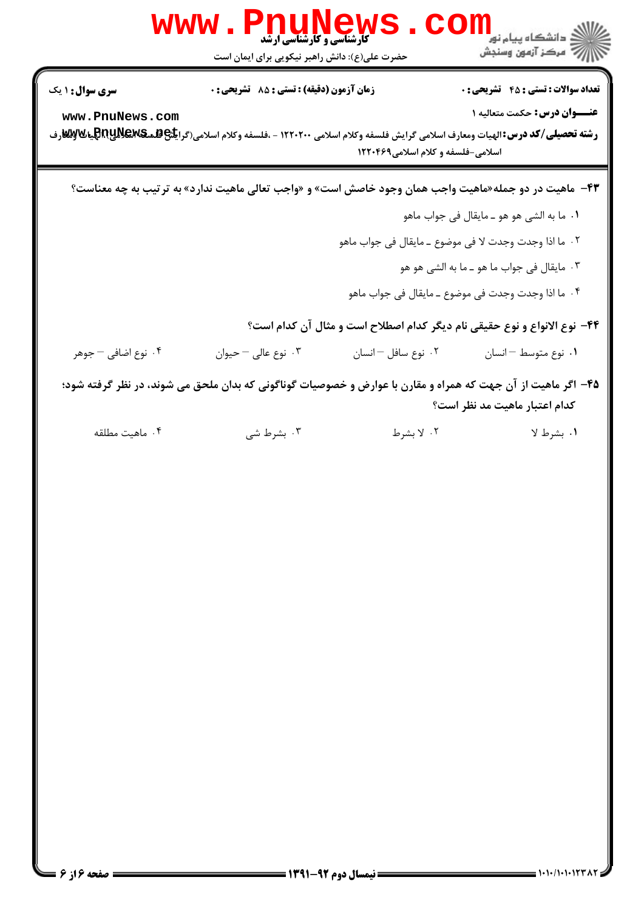۴۳- ماهیت در دو جمله«ماهیت واجب همان وجود خاصش است» و «واجب تعالی ماهیت ندارد» به ترتیب به چه معناست؟

۱. ما به الشی هو هو ـ مایقال فی جواب ماهو

۲. ما اذا وجدت وجدت لا فی موضوع ـ مایقال فی جواب ماهو

۳. مایقال فی جواب ما هو ـ ما به الشی هو هو

۴. ما اذا وجدت وجدت فی موضوع ـ مایقال فی جواب ماهو

۴۴- نوع الانواع و نوع حقیقی نام دیگر کدام اصطلاح است و مثال آن کدام است؟

۱. نوع متوسط – انسان

۲. نوع سافل – انسان

۳. نوع عالی – حیوان

۴. نوع اضافی – جوهر

۴۵- اگر ماهیت از آن جهت که همراه و مقارن با عوارض و خصوصیات گوناگونی که بدان ملحق می شوند، در نظر گرفته شود؛ کدام اعتبار ماهیت مد نظر است؟

۱. بشرط لا

۲. لا بشرط

۳. بشرط شی

۴. ماهیت مطلقه